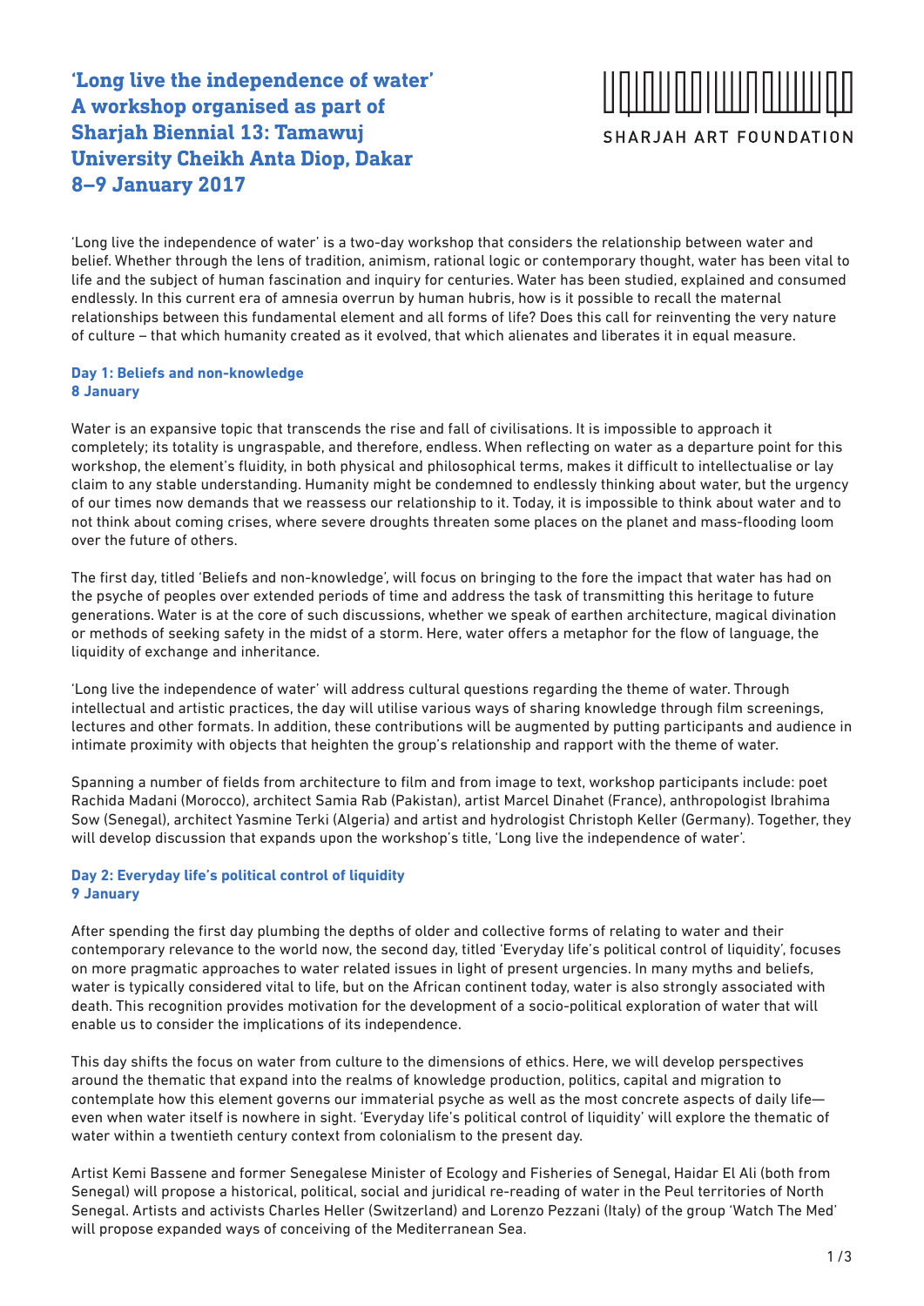# 'Long live the independence of water'
# A workshop organised as part of Sharjah Biennial 13: Tamawuj
# University Cheikh Anta Diop, Dakar
# 8–9 January 2017

SHARJAH ART FOUNDATION

'Long live the independence of water' is a two-day workshop that considers the relationship between water and belief. Whether through the lens of tradition, animism, rational logic or contemporary thought, water has been vital to life and the subject of human fascination and inquiry for centuries. Water has been studied, explained and consumed endlessly. In this current era of amnesia overrun by human hubris, how is it possible to recall the maternal relationships between this fundamental element and all forms of life? Does this call for reinventing the very nature of culture – that which humanity created as it evolved, that which alienates and liberates it in equal measure.

## Day 1: Beliefs and non-knowledge
**8 January**

Water is an expansive topic that transcends the rise and fall of civilisations. It is impossible to approach it completely; its totality is ungraspable, and therefore, endless. When reflecting on water as a departure point for this workshop, the element's fluidity, in both physical and philosophical terms, makes it difficult to intellectualise or lay claim to any stable understanding. Humanity might be condemned to endlessly thinking about water, but the urgency of our times now demands that we reassess our relationship to it. Today, it is impossible to think about water and to not think about coming crises, where severe droughts threaten some places on the planet and mass-flooding loom over the future of others.

The first day, titled 'Beliefs and non-knowledge', will focus on bringing to the fore the impact that water has had on the psyche of peoples over extended periods of time and address the task of transmitting this heritage to future generations. Water is at the core of such discussions, whether we speak of earthen architecture, magical divination or methods of seeking safety in the midst of a storm. Here, water offers a metaphor for the flow of language, the liquidity of exchange and inheritance.

'Long live the independence of water' will address cultural questions regarding the theme of water. Through intellectual and artistic practices, the day will utilise various ways of sharing knowledge through film screenings, lectures and other formats. In addition, these contributions will be augmented by putting participants and audience in intimate proximity with objects that heighten the group's relationship and rapport with the theme of water.

Spanning a number of fields from architecture to film and from image to text, workshop participants include: poet Rachida Madani (Morocco), architect Samia Rab (Pakistan), artist Marcel Dinahet (France), anthropologist Ibrahima Sow (Senegal), architect Yasmine Terki (Algeria) and artist and hydrologist Christoph Keller (Germany). Together, they will develop discussion that expands upon the workshop's title, 'Long live the independence of water'.

## Day 2: Everyday life's political control of liquidity
**9 January**

After spending the first day plumbing the depths of older and collective forms of relating to water and their contemporary relevance to the world now, the second day, titled 'Everyday life's political control of liquidity', focuses on more pragmatic approaches to water related issues in light of present urgencies. In many myths and beliefs, water is typically considered vital to life, but on the African continent today, water is also strongly associated with death. This recognition provides motivation for the development of a socio-political exploration of water that will enable us to consider the implications of its independence.

This day shifts the focus on water from culture to the dimensions of ethics. Here, we will develop perspectives around the thematic that expand into the realms of knowledge production, politics, capital and migration to contemplate how this element governs our immaterial psyche as well as the most concrete aspects of daily life—even when water itself is nowhere in sight. 'Everyday life's political control of liquidity' will explore the thematic of water within a twentieth century context from colonialism to the present day.

Artist Kemi Bassene and former Senegalese Minister of Ecology and Fisheries of Senegal, Haidar El Ali (both from Senegal) will propose a historical, political, social and juridical re-reading of water in the Peul territories of North Senegal. Artists and activists Charles Heller (Switzerland) and Lorenzo Pezzani (Italy) of the group 'Watch The Med' will propose expanded ways of conceiving of the Mediterranean Sea.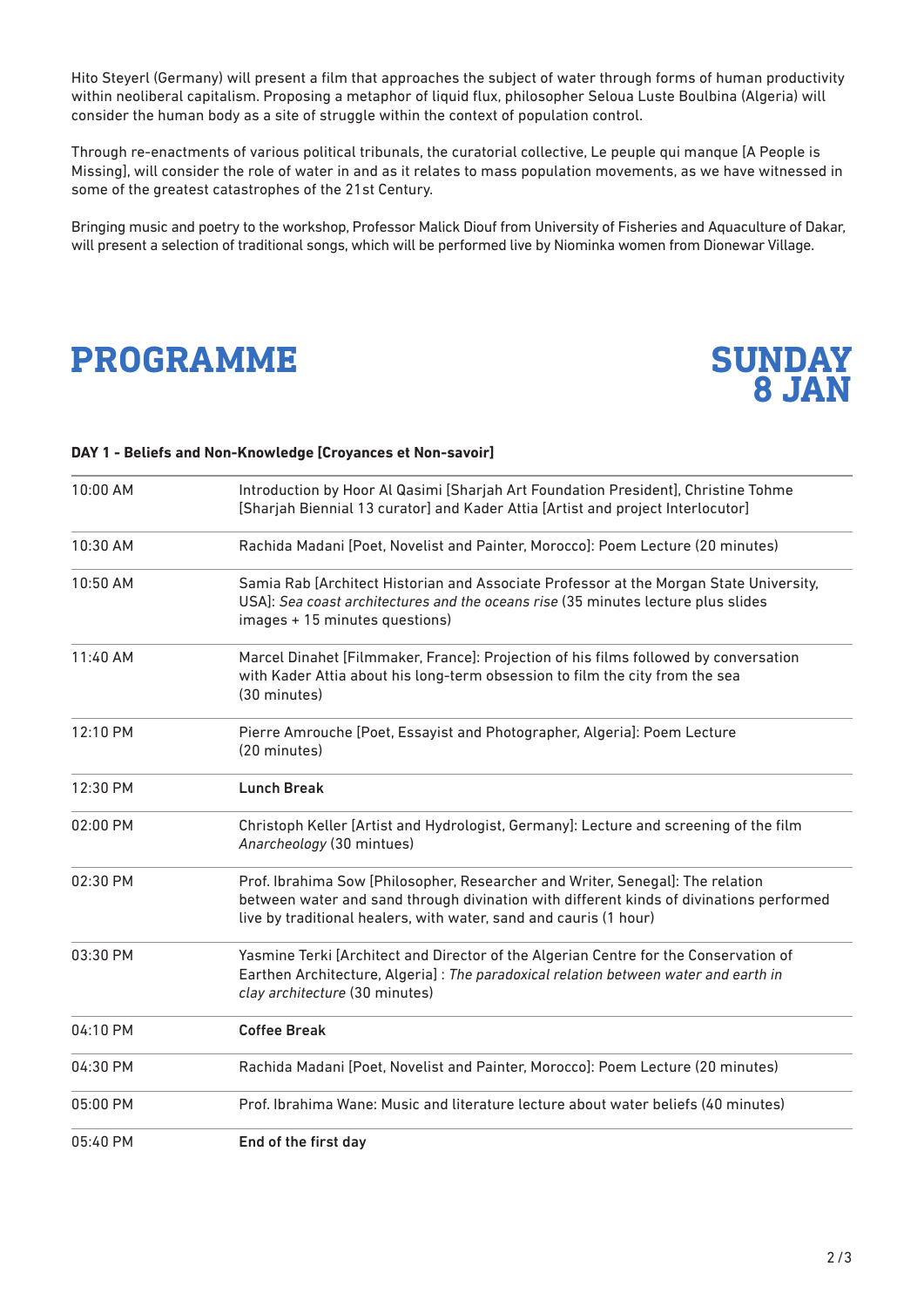Hito Steyerl (Germany) will present a film that approaches the subject of water through forms of human productivity within neoliberal capitalism. Proposing a metaphor of liquid flux, philosopher Seloua Luste Boulbina (Algeria) will consider the human body as a site of struggle within the context of population control.

Through re-enactments of various political tribunals, the curatorial collective, Le peuple qui manque [A People is Missing], will consider the role of water in and as it relates to mass population movements, as we have witnessed in some of the greatest catastrophes of the 21st Century.

Bringing music and poetry to the workshop, Professor Malick Diouf from University of Fisheries and Aquaculture of Dakar, will present a selection of traditional songs, which will be performed live by Niominka women from Dionewar Village.

# PROGRAMME

# SUNDAY 8 JAN

**DAY 1 - Beliefs and Non-Knowledge [Croyances et Non-savoir]**

| | |
|---|---|
| 10:00 AM | Introduction by Hoor Al Qasimi [Sharjah Art Foundation President], Christine Tohme [Sharjah Biennial 13 curator] and Kader Attia [Artist and project Interlocutor] |
| 10:30 AM | Rachida Madani [Poet, Novelist and Painter, Morocco]: Poem Lecture (20 minutes) |
| 10:50 AM | Samia Rab [Architect Historian and Associate Professor at the Morgan State University, USA]: *Sea coast architectures and the oceans rise* (35 minutes lecture plus slides images + 15 minutes questions) |
| 11:40 AM | Marcel Dinahet [Filmmaker, France]: Projection of his films followed by conversation with Kader Attia about his long-term obsession to film the city from the sea (30 minutes) |
| 12:10 PM | Pierre Amrouche [Poet, Essayist and Photographer, Algeria]: Poem Lecture (20 minutes) |
| 12:30 PM | **Lunch Break** |
| 02:00 PM | Christoph Keller [Artist and Hydrologist, Germany]: Lecture and screening of the film *Anarcheology* (30 mintues) |
| 02:30 PM | Prof. Ibrahima Sow [Philosopher, Researcher and Writer, Senegal]: The relation between water and sand through divination with different kinds of divinations performed live by traditional healers, with water, sand and cauris (1 hour) |
| 03:30 PM | Yasmine Terki [Architect and Director of the Algerian Centre for the Conservation of Earthen Architecture, Algeria] : *The paradoxical relation between water and earth in clay architecture* (30 minutes) |
| 04:10 PM | **Coffee Break** |
| 04:30 PM | Rachida Madani [Poet, Novelist and Painter, Morocco]: Poem Lecture (20 minutes) |
| 05:00 PM | Prof. Ibrahima Wane: Music and literature lecture about water beliefs (40 minutes) |
| 05:40 PM | **End of the first day** |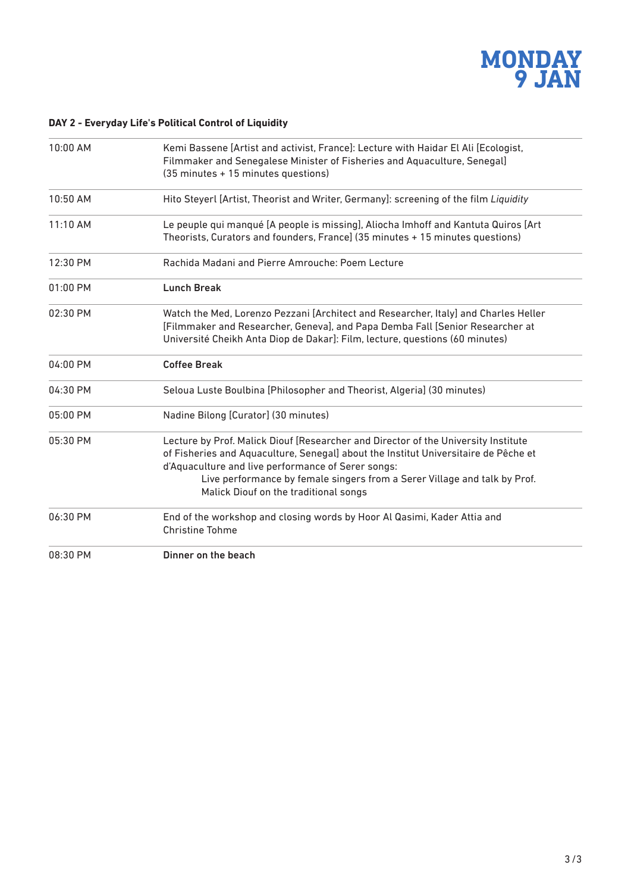# MONDAY 9 JAN

**DAY 2 - Everyday Life's Political Control of Liquidity**

| | |
|---|---|
| 10:00 AM | Kemi Bassene [Artist and activist, France]: Lecture with Haidar El Ali [Ecologist, Filmmaker and Senegalese Minister of Fisheries and Aquaculture, Senegal] (35 minutes + 15 minutes questions) |
| 10:50 AM | Hito Steyerl [Artist, Theorist and Writer, Germany]: screening of the film *Liquidity* |
| 11:10 AM | Le peuple qui manqué [A people is missing], Aliocha Imhoff and Kantuta Quiros [Art Theorists, Curators and founders, France] (35 minutes + 15 minutes questions) |
| 12:30 PM | Rachida Madani and Pierre Amrouche: Poem Lecture |
| 01:00 PM | **Lunch Break** |
| 02:30 PM | Watch the Med, Lorenzo Pezzani [Architect and Researcher, Italy] and Charles Heller [Filmmaker and Researcher, Geneva], and Papa Demba Fall [Senior Researcher at Université Cheikh Anta Diop de Dakar]: Film, lecture, questions (60 minutes) |
| 04:00 PM | **Coffee Break** |
| 04:30 PM | Seloua Luste Boulbina [Philosopher and Theorist, Algeria] (30 minutes) |
| 05:00 PM | Nadine Bilong [Curator] (30 minutes) |
| 05:30 PM | Lecture by Prof. Malick Diouf [Researcher and Director of the University Institute of Fisheries and Aquaculture, Senegal] about the Institut Universitaire de Pêche et d'Aquaculture and live performance of Serer songs: Live performance by female singers from a Serer Village and talk by Prof. Malick Diouf on the traditional songs |
| 06:30 PM | End of the workshop and closing words by Hoor Al Qasimi, Kader Attia and Christine Tohme |
| 08:30 PM | **Dinner on the beach** |